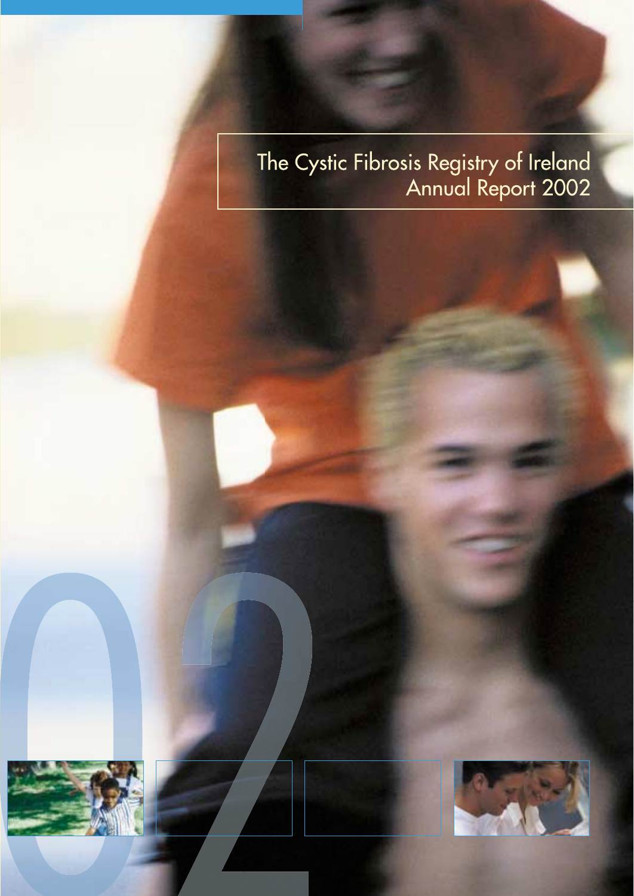# The Cystic Fibrosis Registry of Ireland Annual Report 2002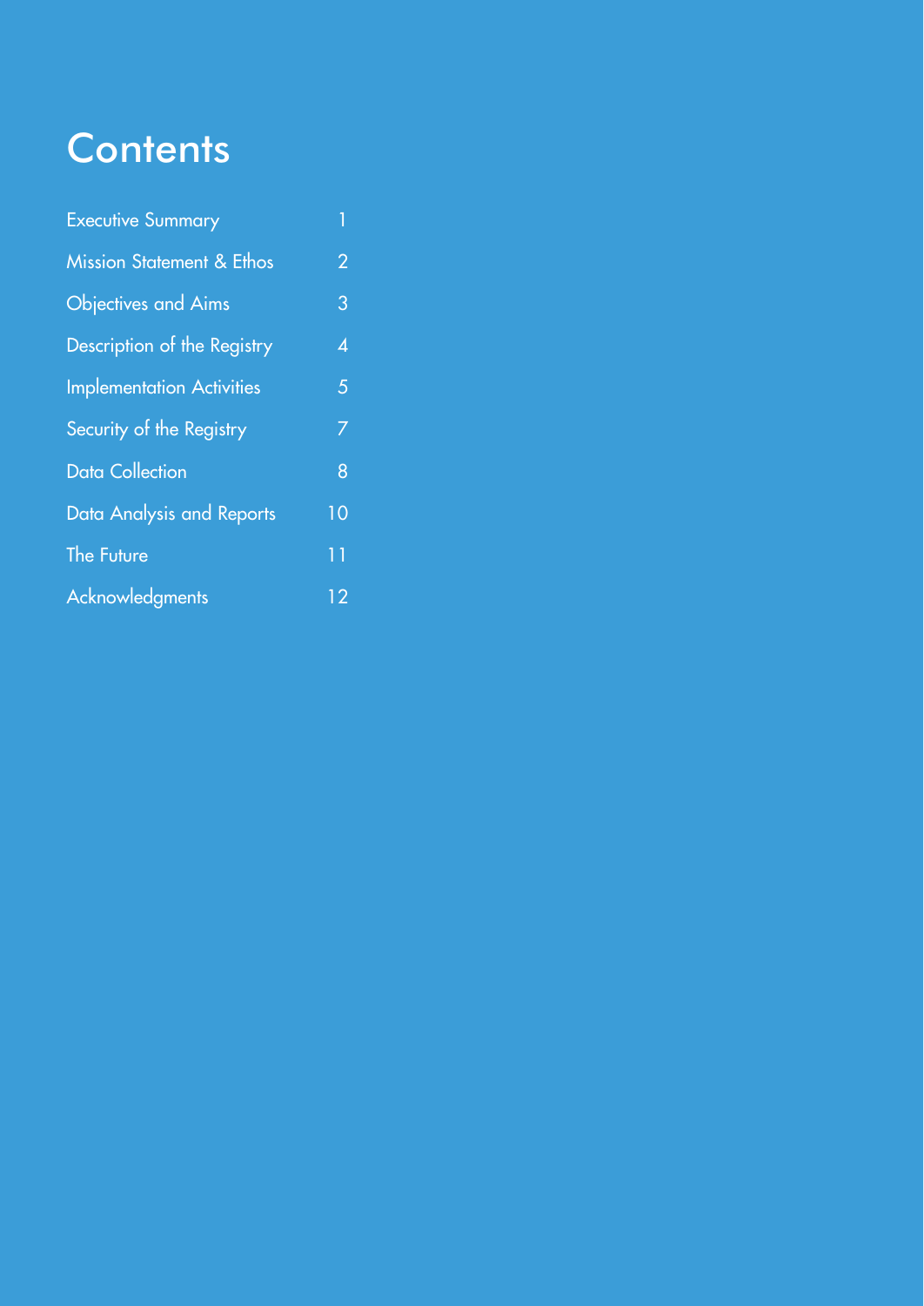# Contents

| | |
|---|---|
| Executive Summary | 1 |
| Mission Statement & Ethos | 2 |
| Objectives and Aims | 3 |
| Description of the Registry | 4 |
| Implementation Activities | 5 |
| Security of the Registry | 7 |
| Data Collection | 8 |
| Data Analysis and Reports | 10 |
| The Future | 11 |
| Acknowledgments | 12 |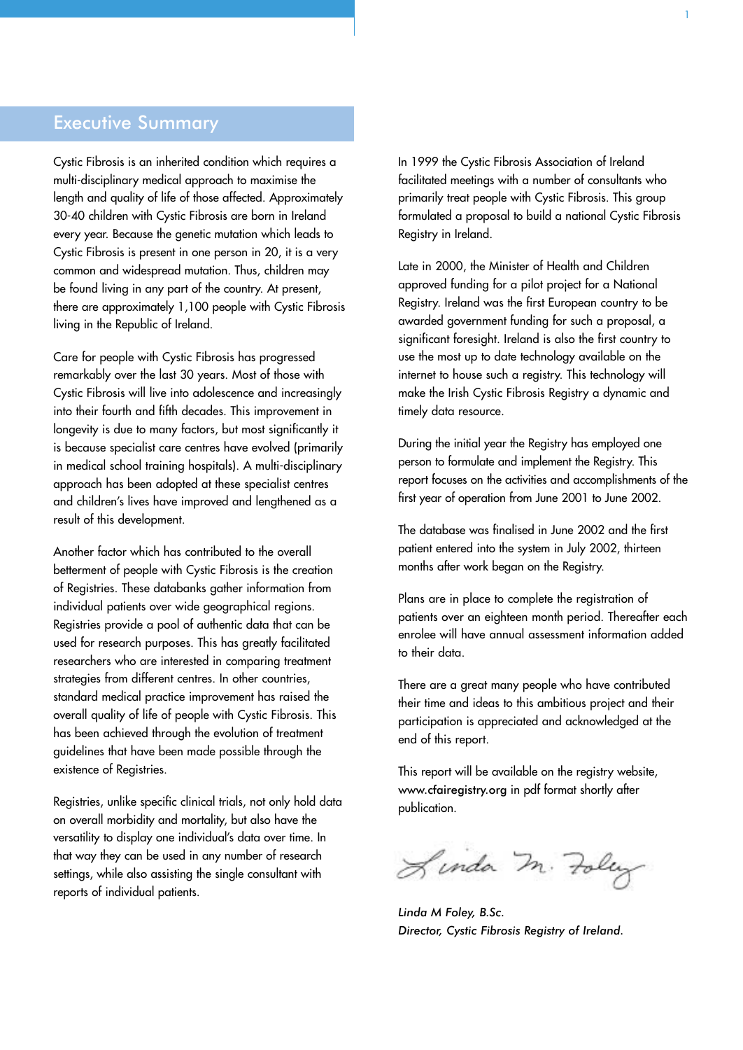## Executive Summary

Cystic Fibrosis is an inherited condition which requires a multi-disciplinary medical approach to maximise the length and quality of life of those affected. Approximately 30-40 children with Cystic Fibrosis are born in Ireland every year. Because the genetic mutation which leads to Cystic Fibrosis is present in one person in 20, it is a very common and widespread mutation. Thus, children may be found living in any part of the country. At present, there are approximately 1,100 people with Cystic Fibrosis living in the Republic of Ireland.

Care for people with Cystic Fibrosis has progressed remarkably over the last 30 years. Most of those with Cystic Fibrosis will live into adolescence and increasingly into their fourth and fifth decades. This improvement in longevity is due to many factors, but most significantly it is because specialist care centres have evolved (primarily in medical school training hospitals). A multi-disciplinary approach has been adopted at these specialist centres and children's lives have improved and lengthened as a result of this development.

Another factor which has contributed to the overall betterment of people with Cystic Fibrosis is the creation of Registries. These databanks gather information from individual patients over wide geographical regions. Registries provide a pool of authentic data that can be used for research purposes. This has greatly facilitated researchers who are interested in comparing treatment strategies from different centres. In other countries, standard medical practice improvement has raised the overall quality of life of people with Cystic Fibrosis. This has been achieved through the evolution of treatment guidelines that have been made possible through the existence of Registries.

Registries, unlike specific clinical trials, not only hold data on overall morbidity and mortality, but also have the versatility to display one individual's data over time. In that way they can be used in any number of research settings, while also assisting the single consultant with reports of individual patients.

In 1999 the Cystic Fibrosis Association of Ireland facilitated meetings with a number of consultants who primarily treat people with Cystic Fibrosis. This group formulated a proposal to build a national Cystic Fibrosis Registry in Ireland.

Late in 2000, the Minister of Health and Children approved funding for a pilot project for a National Registry. Ireland was the first European country to be awarded government funding for such a proposal, a significant foresight. Ireland is also the first country to use the most up to date technology available on the internet to house such a registry. This technology will make the Irish Cystic Fibrosis Registry a dynamic and timely data resource.

During the initial year the Registry has employed one person to formulate and implement the Registry. This report focuses on the activities and accomplishments of the first year of operation from June 2001 to June 2002.

The database was finalised in June 2002 and the first patient entered into the system in July 2002, thirteen months after work began on the Registry.

Plans are in place to complete the registration of patients over an eighteen month period. Thereafter each enrolee will have annual assessment information added to their data.

There are a great many people who have contributed their time and ideas to this ambitious project and their participation is appreciated and acknowledged at the end of this report.

This report will be available on the registry website, www.cfairegistry.org in pdf format shortly after publication.

Linda M. Foley

*Linda M Foley, B.Sc.*
*Director, Cystic Fibrosis Registry of Ireland.*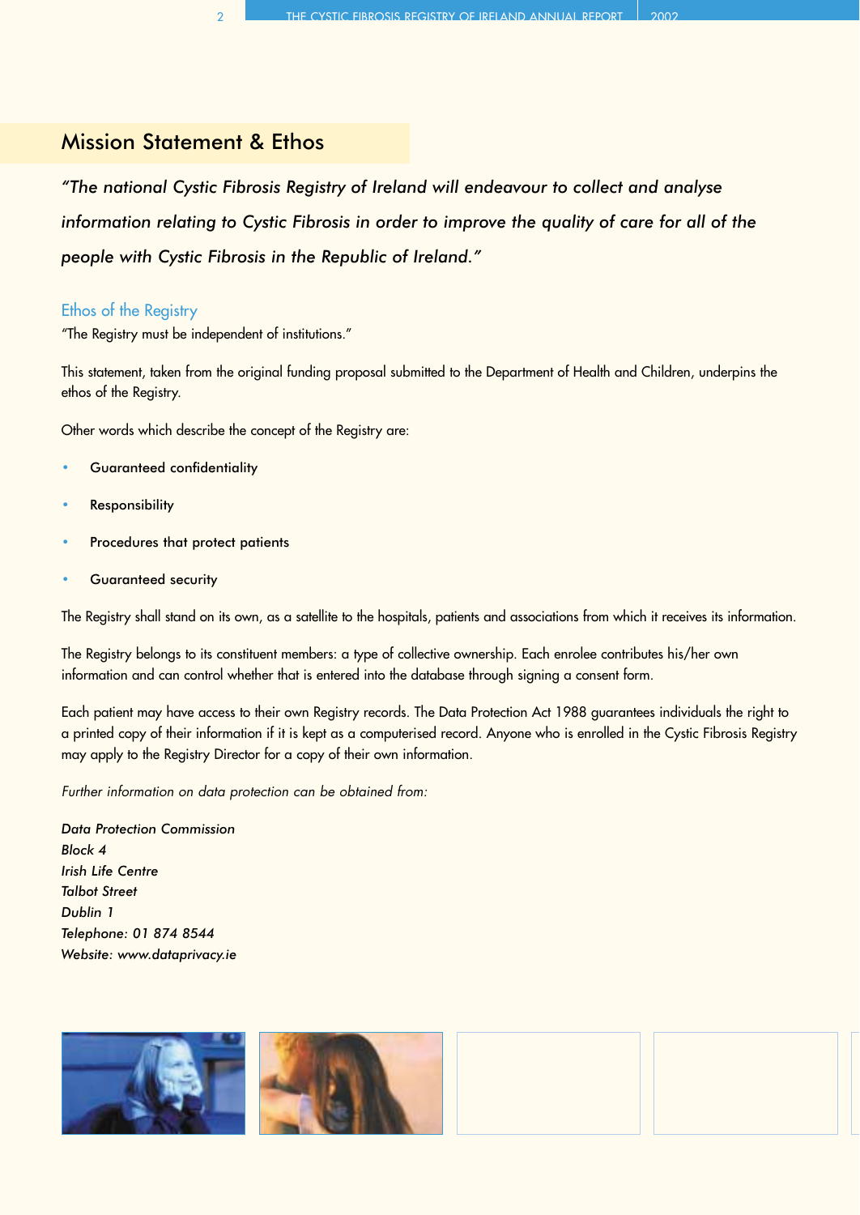## Mission Statement & Ethos

*"The national Cystic Fibrosis Registry of Ireland will endeavour to collect and analyse information relating to Cystic Fibrosis in order to improve the quality of care for all of the people with Cystic Fibrosis in the Republic of Ireland."*

### Ethos of the Registry

"The Registry must be independent of institutions."

This statement, taken from the original funding proposal submitted to the Department of Health and Children, underpins the ethos of the Registry.

Other words which describe the concept of the Registry are:

- Guaranteed confidentiality
- Responsibility
- Procedures that protect patients
- Guaranteed security

The Registry shall stand on its own, as a satellite to the hospitals, patients and associations from which it receives its information.

The Registry belongs to its constituent members: a type of collective ownership. Each enrolee contributes his/her own information and can control whether that is entered into the database through signing a consent form.

Each patient may have access to their own Registry records. The Data Protection Act 1988 guarantees individuals the right to a printed copy of their information if it is kept as a computerised record. Anyone who is enrolled in the Cystic Fibrosis Registry may apply to the Registry Director for a copy of their own information.

*Further information on data protection can be obtained from:*

*Data Protection Commission*
*Block 4*
*Irish Life Centre*
*Talbot Street*
*Dublin 1*
*Telephone: 01 874 8544*
*Website: www.dataprivacy.ie*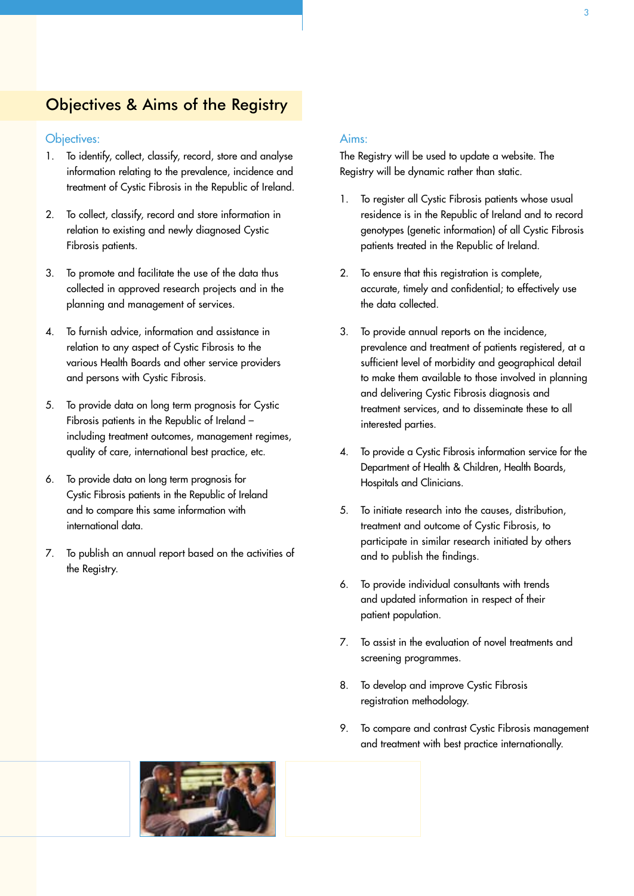# Objectives & Aims of the Registry

## Objectives:

1. To identify, collect, classify, record, store and analyse information relating to the prevalence, incidence and treatment of Cystic Fibrosis in the Republic of Ireland.

2. To collect, classify, record and store information in relation to existing and newly diagnosed Cystic Fibrosis patients.

3. To promote and facilitate the use of the data thus collected in approved research projects and in the planning and management of services.

4. To furnish advice, information and assistance in relation to any aspect of Cystic Fibrosis to the various Health Boards and other service providers and persons with Cystic Fibrosis.

5. To provide data on long term prognosis for Cystic Fibrosis patients in the Republic of Ireland – including treatment outcomes, management regimes, quality of care, international best practice, etc.

6. To provide data on long term prognosis for Cystic Fibrosis patients in the Republic of Ireland and to compare this same information with international data.

7. To publish an annual report based on the activities of the Registry.

## Aims:

The Registry will be used to update a website. The Registry will be dynamic rather than static.

1. To register all Cystic Fibrosis patients whose usual residence is in the Republic of Ireland and to record genotypes (genetic information) of all Cystic Fibrosis patients treated in the Republic of Ireland.

2. To ensure that this registration is complete, accurate, timely and confidential; to effectively use the data collected.

3. To provide annual reports on the incidence, prevalence and treatment of patients registered, at a sufficient level of morbidity and geographical detail to make them available to those involved in planning and delivering Cystic Fibrosis diagnosis and treatment services, and to disseminate these to all interested parties.

4. To provide a Cystic Fibrosis information service for the Department of Health & Children, Health Boards, Hospitals and Clinicians.

5. To initiate research into the causes, distribution, treatment and outcome of Cystic Fibrosis, to participate in similar research initiated by others and to publish the findings.

6. To provide individual consultants with trends and updated information in respect of their patient population.

7. To assist in the evaluation of novel treatments and screening programmes.

8. To develop and improve Cystic Fibrosis registration methodology.

9. To compare and contrast Cystic Fibrosis management and treatment with best practice internationally.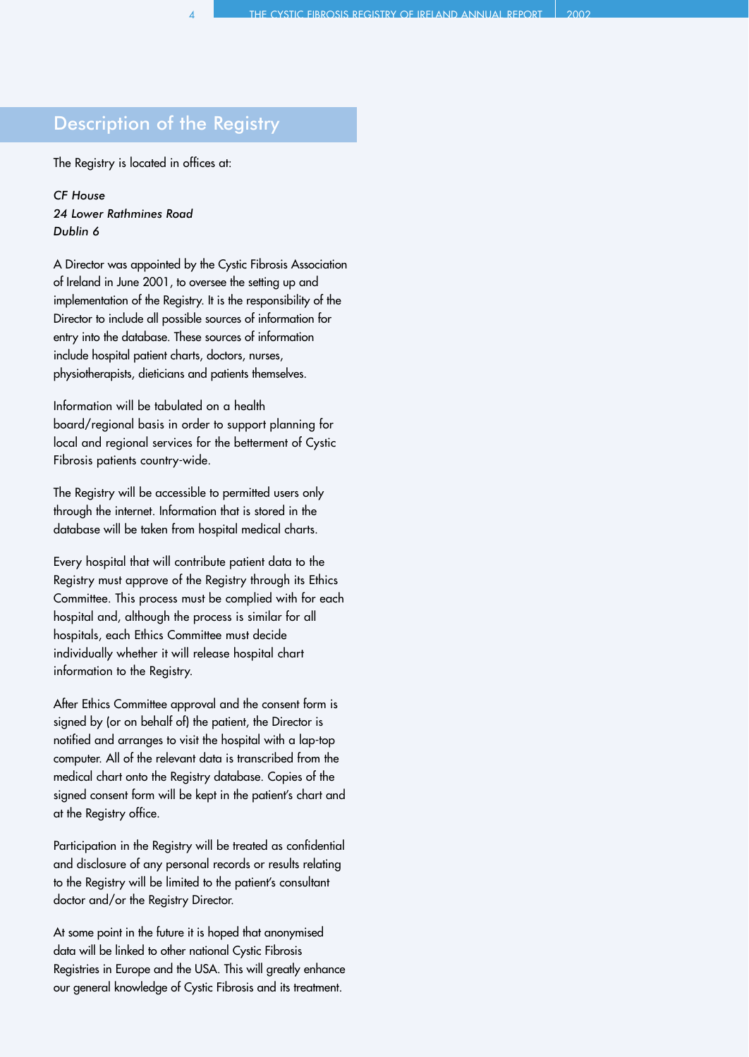## Description of the Registry

The Registry is located in offices at:

*CF House*
*24 Lower Rathmines Road*
*Dublin 6*

A Director was appointed by the Cystic Fibrosis Association of Ireland in June 2001, to oversee the setting up and implementation of the Registry. It is the responsibility of the Director to include all possible sources of information for entry into the database. These sources of information include hospital patient charts, doctors, nurses, physiotherapists, dieticians and patients themselves.

Information will be tabulated on a health board/regional basis in order to support planning for local and regional services for the betterment of Cystic Fibrosis patients country-wide.

The Registry will be accessible to permitted users only through the internet. Information that is stored in the database will be taken from hospital medical charts.

Every hospital that will contribute patient data to the Registry must approve of the Registry through its Ethics Committee. This process must be complied with for each hospital and, although the process is similar for all hospitals, each Ethics Committee must decide individually whether it will release hospital chart information to the Registry.

After Ethics Committee approval and the consent form is signed by (or on behalf of) the patient, the Director is notified and arranges to visit the hospital with a lap-top computer. All of the relevant data is transcribed from the medical chart onto the Registry database. Copies of the signed consent form will be kept in the patient's chart and at the Registry office.

Participation in the Registry will be treated as confidential and disclosure of any personal records or results relating to the Registry will be limited to the patient's consultant doctor and/or the Registry Director.

At some point in the future it is hoped that anonymised data will be linked to other national Cystic Fibrosis Registries in Europe and the USA. This will greatly enhance our general knowledge of Cystic Fibrosis and its treatment.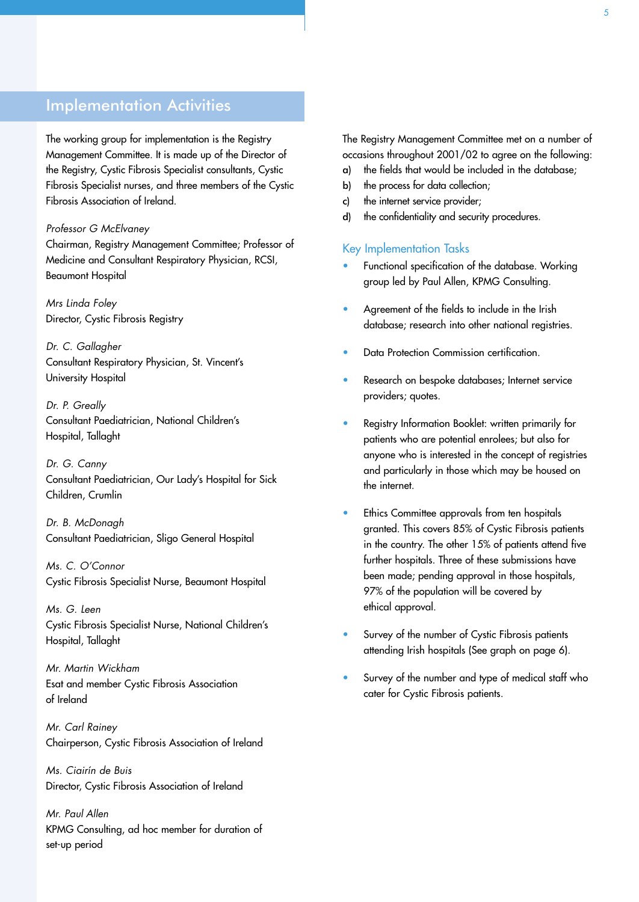## Implementation Activities

The working group for implementation is the Registry Management Committee. It is made up of the Director of the Registry, Cystic Fibrosis Specialist consultants, Cystic Fibrosis Specialist nurses, and three members of the Cystic Fibrosis Association of Ireland.

*Professor G McElvaney*
Chairman, Registry Management Committee; Professor of Medicine and Consultant Respiratory Physician, RCSI, Beaumont Hospital

*Mrs Linda Foley*
Director, Cystic Fibrosis Registry

*Dr. C. Gallagher*
Consultant Respiratory Physician, St. Vincent's University Hospital

*Dr. P. Greally*
Consultant Paediatrician, National Children's Hospital, Tallaght

*Dr. G. Canny*
Consultant Paediatrician, Our Lady's Hospital for Sick Children, Crumlin

*Dr. B. McDonagh*
Consultant Paediatrician, Sligo General Hospital

*Ms. C. O'Connor*
Cystic Fibrosis Specialist Nurse, Beaumont Hospital

*Ms. G. Leen*
Cystic Fibrosis Specialist Nurse, National Children's Hospital, Tallaght

*Mr. Martin Wickham*
Esat and member Cystic Fibrosis Association of Ireland

*Mr. Carl Rainey*
Chairperson, Cystic Fibrosis Association of Ireland

*Ms. Ciairín de Buis*
Director, Cystic Fibrosis Association of Ireland

*Mr. Paul Allen*
KPMG Consulting, ad hoc member for duration of set-up period

The Registry Management Committee met on a number of occasions throughout 2001/02 to agree on the following:

a) the fields that would be included in the database;
b) the process for data collection;
c) the internet service provider;
d) the confidentiality and security procedures.

### Key Implementation Tasks

- Functional specification of the database. Working group led by Paul Allen, KPMG Consulting.
- Agreement of the fields to include in the Irish database; research into other national registries.
- Data Protection Commission certification.
- Research on bespoke databases; Internet service providers; quotes.
- Registry Information Booklet: written primarily for patients who are potential enrolees; but also for anyone who is interested in the concept of registries and particularly in those which may be housed on the internet.
- Ethics Committee approvals from ten hospitals granted. This covers 85% of Cystic Fibrosis patients in the country. The other 15% of patients attend five further hospitals. Three of these submissions have been made; pending approval in those hospitals, 97% of the population will be covered by ethical approval.
- Survey of the number of Cystic Fibrosis patients attending Irish hospitals (See graph on page 6).
- Survey of the number and type of medical staff who cater for Cystic Fibrosis patients.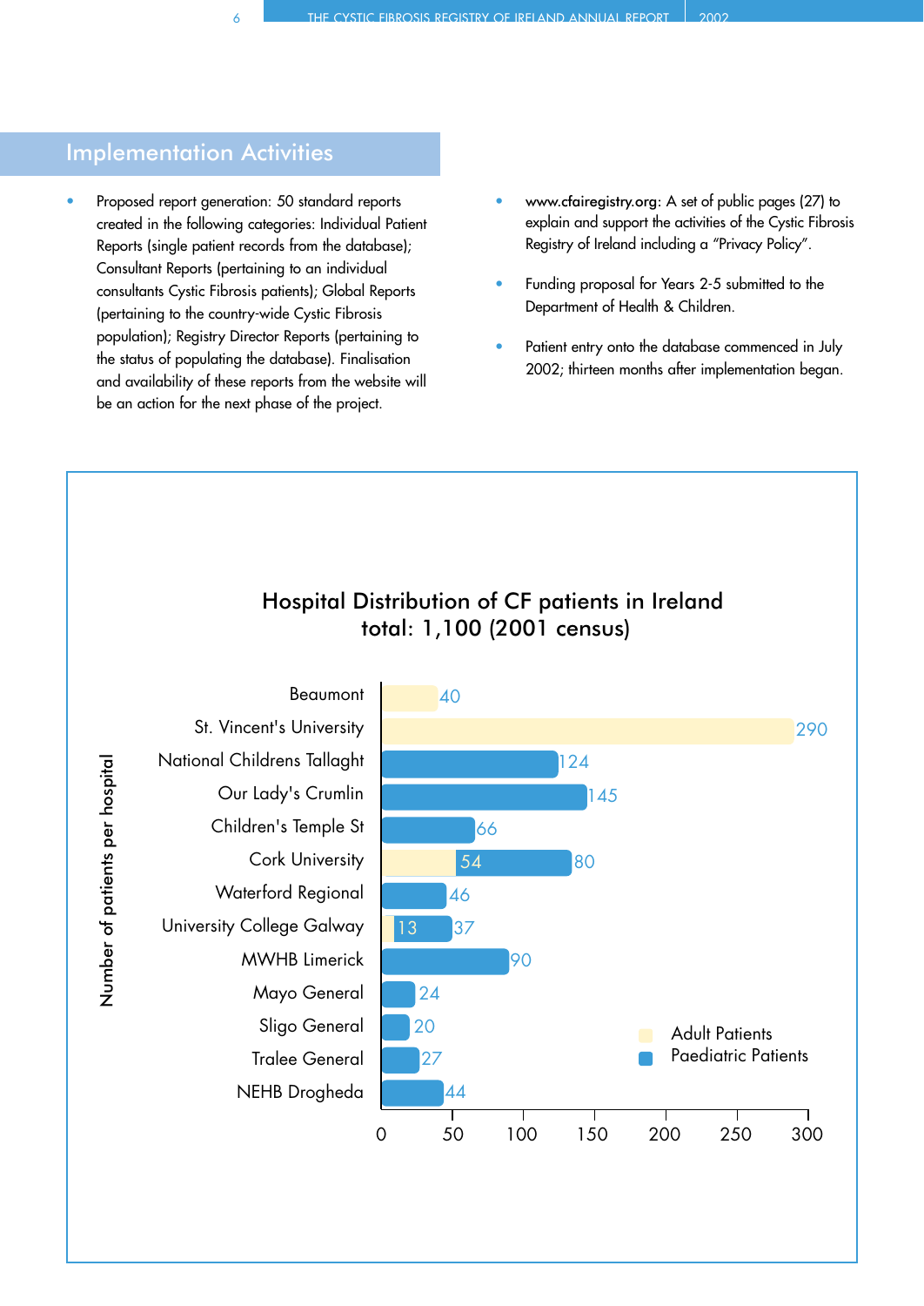## Implementation Activities

- Proposed report generation: 50 standard reports created in the following categories: Individual Patient Reports (single patient records from the database); Consultant Reports (pertaining to an individual consultants Cystic Fibrosis patients); Global Reports (pertaining to the country-wide Cystic Fibrosis population); Registry Director Reports (pertaining to the status of populating the database). Finalisation and availability of these reports from the website will be an action for the next phase of the project.
- www.cfairegistry.org: A set of public pages (27) to explain and support the activities of the Cystic Fibrosis Registry of Ireland including a "Privacy Policy".
- Funding proposal for Years 2-5 submitted to the Department of Health & Children.
- Patient entry onto the database commenced in July 2002; thirteen months after implementation began.

**Hospital Distribution of CF patients in Ireland**
**total: 1,100 (2001 census)**

| Hospital | Adult Patients | Paediatric Patients | Total |
|---|---|---|---|
| Beaumont | 40 | | 40 |
| St. Vincent's University | 290 | | 290 |
| National Childrens Tallaght | | 124 | 124 |
| Our Lady's Crumlin | | 145 | 145 |
| Children's Temple St | | 66 | 66 |
| Cork University | 54 | | 80 |
| Waterford Regional | | 46 | 46 |
| University College Galway | 13 | | 37 |
| MWHB Limerick | | 90 | 90 |
| Mayo General | | 24 | 24 |
| Sligo General | | 20 | 20 |
| Tralee General | | 27 | 27 |
| NEHB Drogheda | | 44 | 44 |

Y-axis: Number of patients per hospital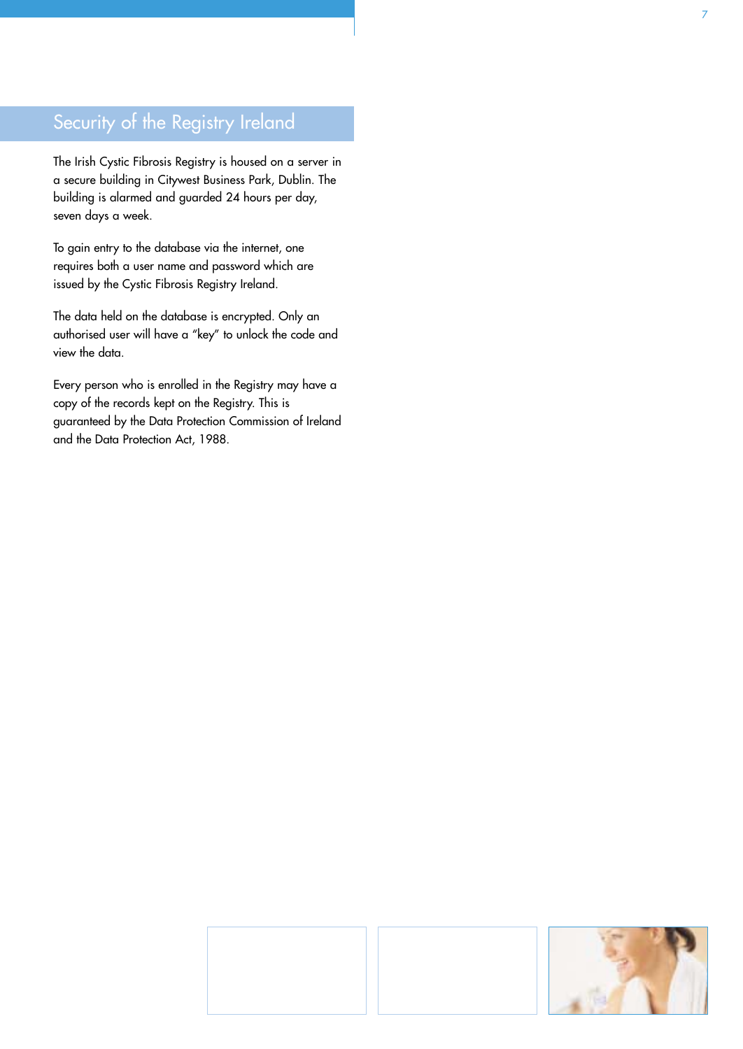## Security of the Registry Ireland

The Irish Cystic Fibrosis Registry is housed on a server in a secure building in Citywest Business Park, Dublin. The building is alarmed and guarded 24 hours per day, seven days a week.

To gain entry to the database via the internet, one requires both a user name and password which are issued by the Cystic Fibrosis Registry Ireland.

The data held on the database is encrypted. Only an authorised user will have a "key" to unlock the code and view the data.

Every person who is enrolled in the Registry may have a copy of the records kept on the Registry. This is guaranteed by the Data Protection Commission of Ireland and the Data Protection Act, 1988.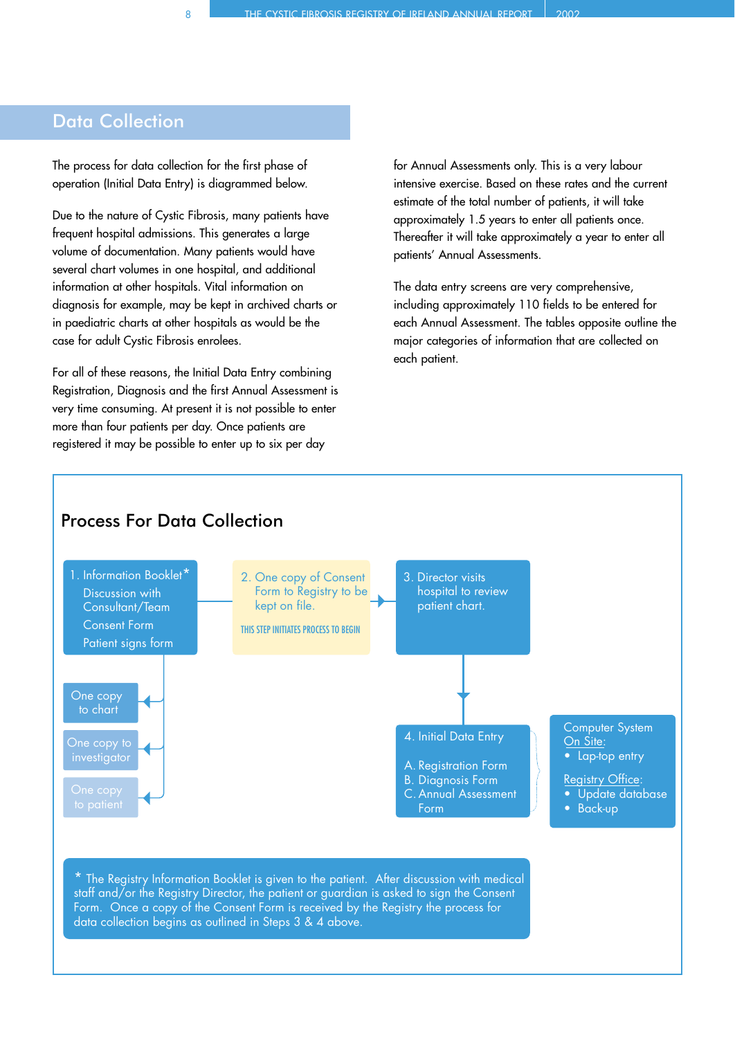## Data Collection

The process for data collection for the first phase of operation (Initial Data Entry) is diagrammed below.

Due to the nature of Cystic Fibrosis, many patients have frequent hospital admissions. This generates a large volume of documentation. Many patients would have several chart volumes in one hospital, and additional information at other hospitals. Vital information on diagnosis for example, may be kept in archived charts or in paediatric charts at other hospitals as would be the case for adult Cystic Fibrosis enrolees.

For all of these reasons, the Initial Data Entry combining Registration, Diagnosis and the first Annual Assessment is very time consuming. At present it is not possible to enter more than four patients per day. Once patients are registered it may be possible to enter up to six per day for Annual Assessments only. This is a very labour intensive exercise. Based on these rates and the current estimate of the total number of patients, it will take approximately 1.5 years to enter all patients once. Thereafter it will take approximately a year to enter all patients' Annual Assessments.

The data entry screens are very comprehensive, including approximately 110 fields to be entered for each Annual Assessment. The tables opposite outline the major categories of information that are collected on each patient.

### Process For Data Collection

1. Information Booklet*
   - Discussion with Consultant/Team
   - Consent Form
   - Patient signs form

   - One copy to chart
   - One copy to investigator
   - One copy to patient

2. One copy of Consent Form to Registry to be kept on file.

   THIS STEP INITIATES PROCESS TO BEGIN

3. Director visits hospital to review patient chart.

4. Initial Data Entry

   A. Registration Form
   B. Diagnosis Form
   C. Annual Assessment Form

Computer System

On Site:
- Lap-top entry

Registry Office:
- Update database
- Back-up

\* The Registry Information Booklet is given to the patient. After discussion with medical staff and/or the Registry Director, the patient or guardian is asked to sign the Consent Form. Once a copy of the Consent Form is received by the Registry the process for data collection begins as outlined in Steps 3 & 4 above.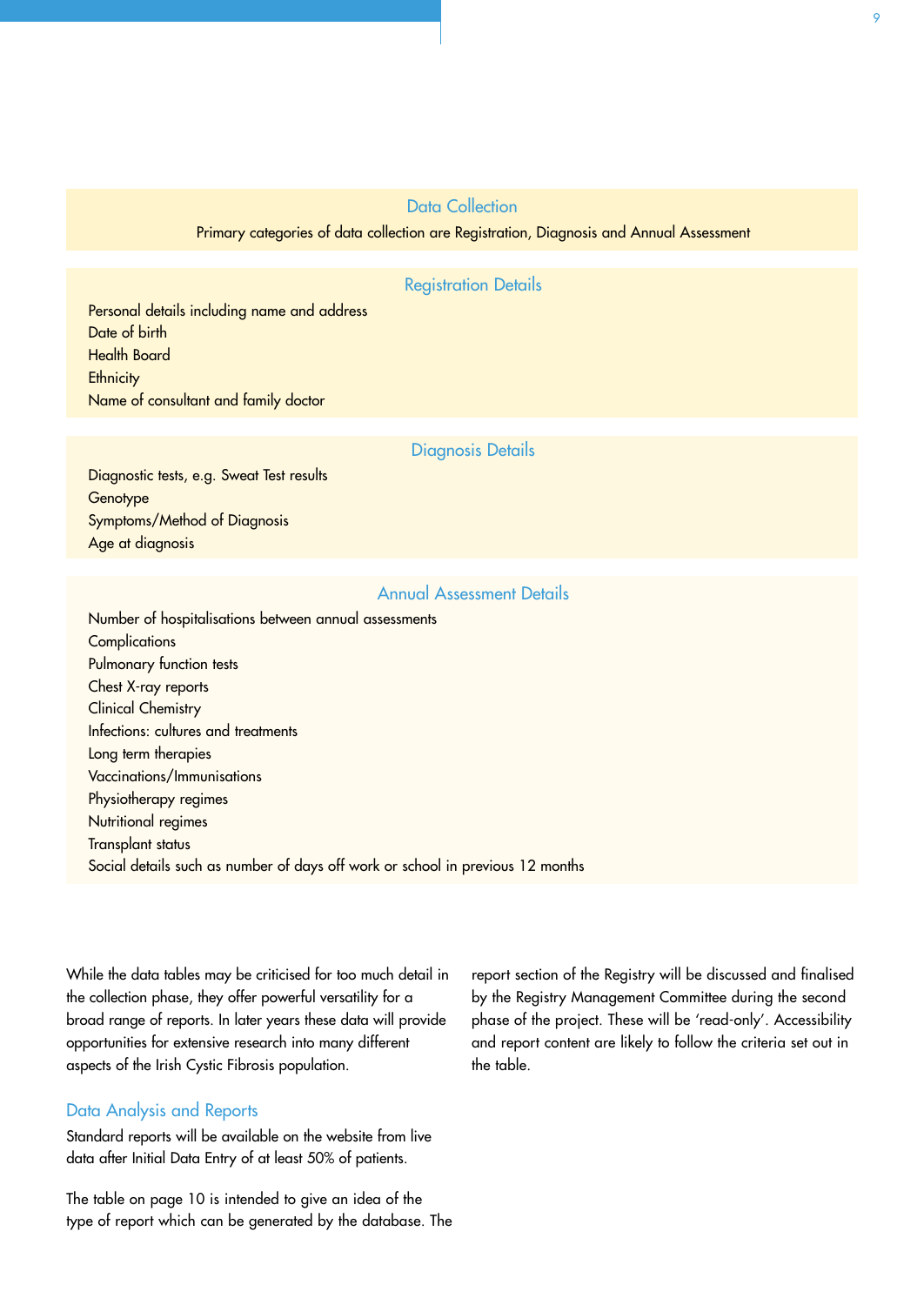## Data Collection

Primary categories of data collection are Registration, Diagnosis and Annual Assessment

### Registration Details

Personal details including name and address
Date of birth
Health Board
Ethnicity
Name of consultant and family doctor

### Diagnosis Details

Diagnostic tests, e.g. Sweat Test results
Genotype
Symptoms/Method of Diagnosis
Age at diagnosis

### Annual Assessment Details

Number of hospitalisations between annual assessments
Complications
Pulmonary function tests
Chest X-ray reports
Clinical Chemistry
Infections: cultures and treatments
Long term therapies
Vaccinations/Immunisations
Physiotherapy regimes
Nutritional regimes
Transplant status
Social details such as number of days off work or school in previous 12 months

While the data tables may be criticised for too much detail in the collection phase, they offer powerful versatility for a broad range of reports. In later years these data will provide opportunities for extensive research into many different aspects of the Irish Cystic Fibrosis population.

## Data Analysis and Reports

Standard reports will be available on the website from live data after Initial Data Entry of at least 50% of patients.

The table on page 10 is intended to give an idea of the type of report which can be generated by the database. The report section of the Registry will be discussed and finalised by the Registry Management Committee during the second phase of the project. These will be 'read-only'. Accessibility and report content are likely to follow the criteria set out in the table.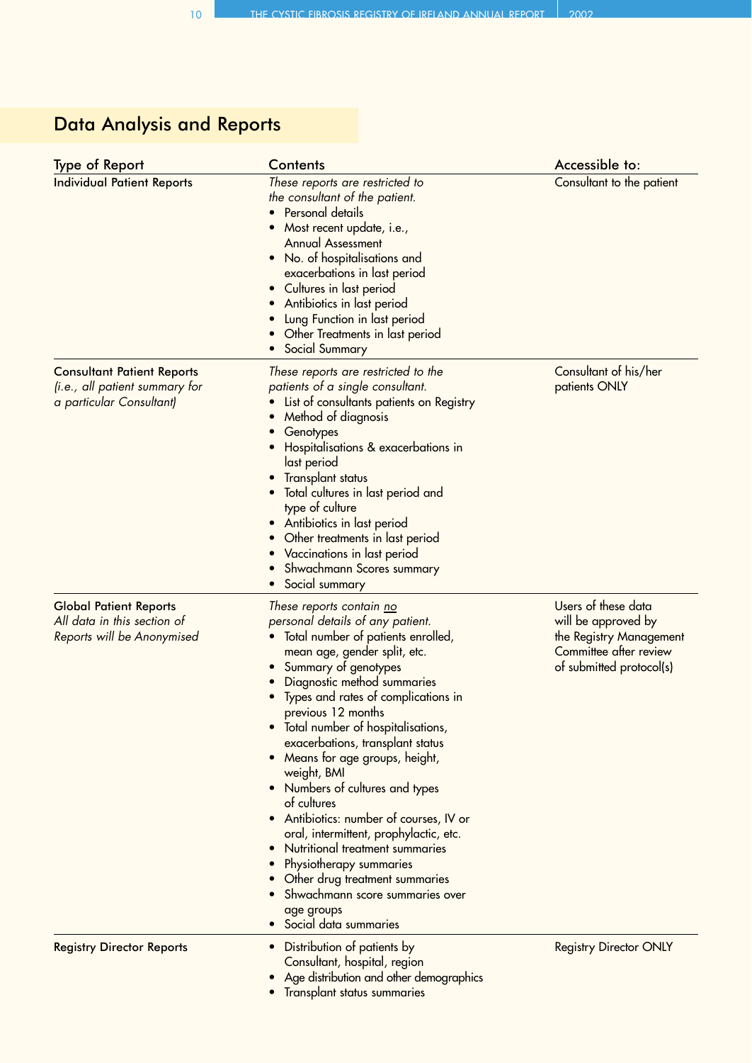## Data Analysis and Reports

| Type of Report | Contents | Accessible to: |
|---|---|---|
| Individual Patient Reports | *These reports are restricted to the consultant of the patient.*<br>• Personal details<br>• Most recent update, i.e., Annual Assessment<br>• No. of hospitalisations and exacerbations in last period<br>• Cultures in last period<br>• Antibiotics in last period<br>• Lung Function in last period<br>• Other Treatments in last period<br>• Social Summary | Consultant to the patient |
| Consultant Patient Reports<br>*(i.e., all patient summary for a particular Consultant)* | *These reports are restricted to the patients of a single consultant.*<br>• List of consultants patients on Registry<br>• Method of diagnosis<br>• Genotypes<br>• Hospitalisations & exacerbations in last period<br>• Transplant status<br>• Total cultures in last period and type of culture<br>• Antibiotics in last period<br>• Other treatments in last period<br>• Vaccinations in last period<br>• Shwachmann Scores summary<br>• Social summary | Consultant of his/her patients ONLY |
| Global Patient Reports<br>*All data in this section of Reports will be Anonymised* | *These reports contain <u>no</u> personal details of any patient.*<br>• Total number of patients enrolled, mean age, gender split, etc.<br>• Summary of genotypes<br>• Diagnostic method summaries<br>• Types and rates of complications in previous 12 months<br>• Total number of hospitalisations, exacerbations, transplant status<br>• Means for age groups, height, weight, BMI<br>• Numbers of cultures and types of cultures<br>• Antibiotics: number of courses, IV or oral, intermittent, prophylactic, etc.<br>• Nutritional treatment summaries<br>• Physiotherapy summaries<br>• Other drug treatment summaries<br>• Shwachmann score summaries over age groups<br>• Social data summaries | Users of these data will be approved by the Registry Management Committee after review of submitted protocol(s) |
| Registry Director Reports | • Distribution of patients by Consultant, hospital, region<br>• Age distribution and other demographics<br>• Transplant status summaries | Registry Director ONLY |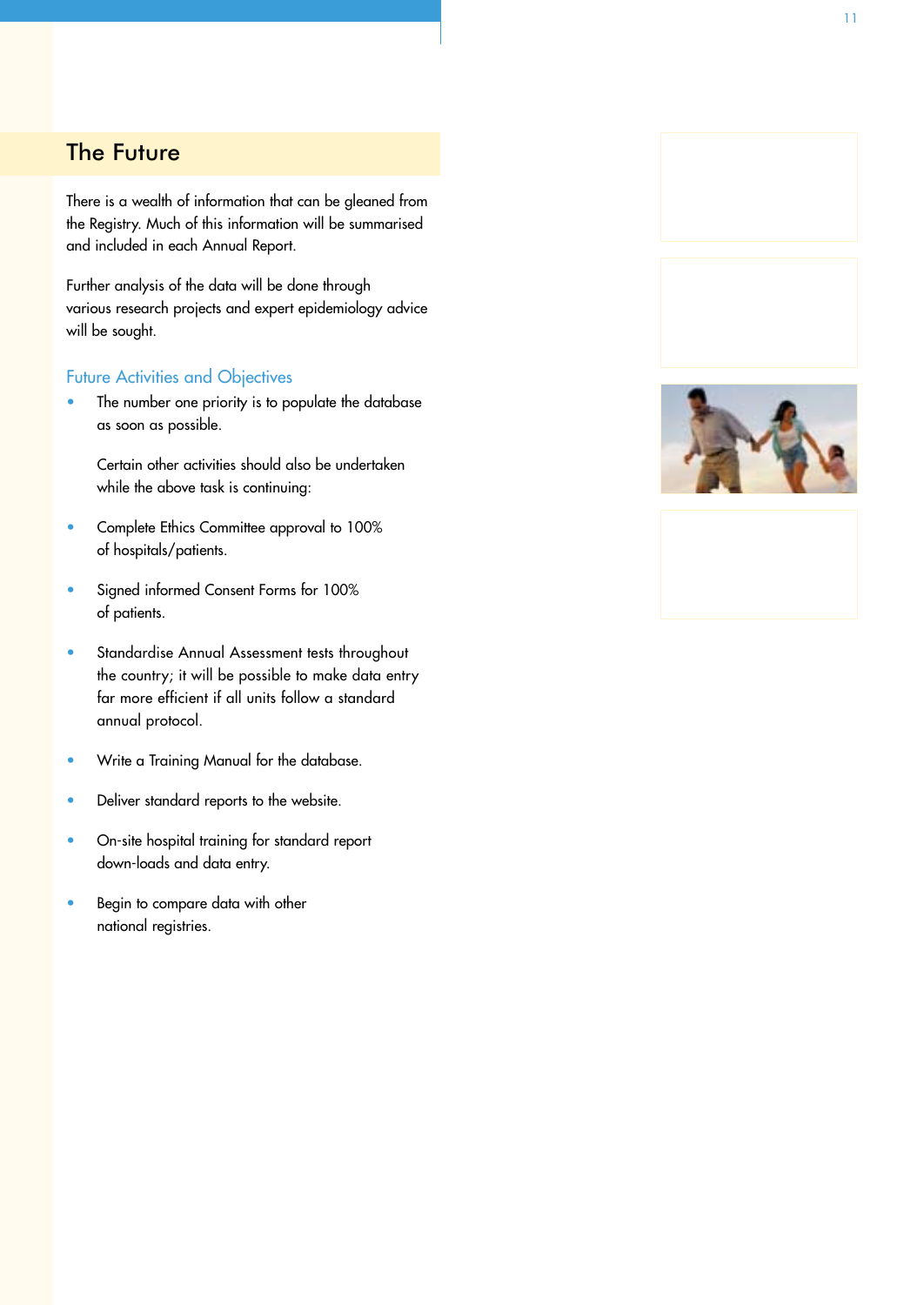## The Future

There is a wealth of information that can be gleaned from the Registry. Much of this information will be summarised and included in each Annual Report.

Further analysis of the data will be done through various research projects and expert epidemiology advice will be sought.

### Future Activities and Objectives

- The number one priority is to populate the database as soon as possible.

  Certain other activities should also be undertaken while the above task is continuing:

- Complete Ethics Committee approval to 100% of hospitals/patients.
- Signed informed Consent Forms for 100% of patients.
- Standardise Annual Assessment tests throughout the country; it will be possible to make data entry far more efficient if all units follow a standard annual protocol.
- Write a Training Manual for the database.
- Deliver standard reports to the website.
- On-site hospital training for standard report down-loads and data entry.
- Begin to compare data with other national registries.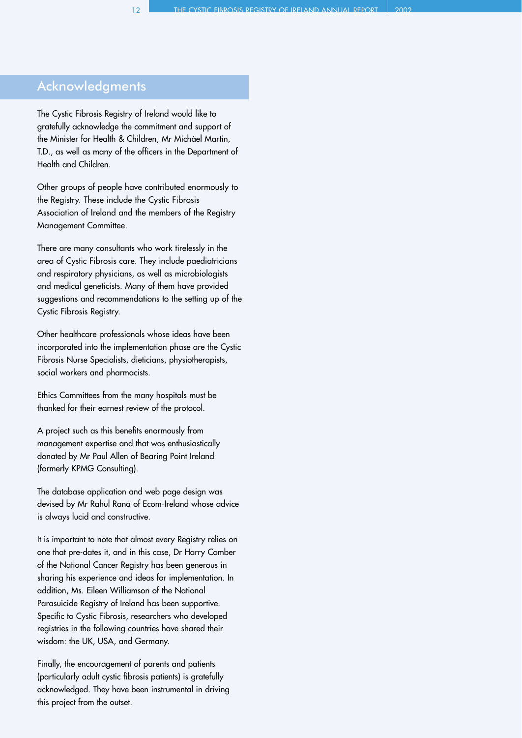# Acknowledgments

The Cystic Fibrosis Registry of Ireland would like to gratefully acknowledge the commitment and support of the Minister for Health & Children, Mr Micháel Martin, T.D., as well as many of the officers in the Department of Health and Children.

Other groups of people have contributed enormously to the Registry. These include the Cystic Fibrosis Association of Ireland and the members of the Registry Management Committee.

There are many consultants who work tirelessly in the area of Cystic Fibrosis care. They include paediatricians and respiratory physicians, as well as microbiologists and medical geneticists. Many of them have provided suggestions and recommendations to the setting up of the Cystic Fibrosis Registry.

Other healthcare professionals whose ideas have been incorporated into the implementation phase are the Cystic Fibrosis Nurse Specialists, dieticians, physiotherapists, social workers and pharmacists.

Ethics Committees from the many hospitals must be thanked for their earnest review of the protocol.

A project such as this benefits enormously from management expertise and that was enthusiastically donated by Mr Paul Allen of Bearing Point Ireland (formerly KPMG Consulting).

The database application and web page design was devised by Mr Rahul Rana of Ecom-Ireland whose advice is always lucid and constructive.

It is important to note that almost every Registry relies on one that pre-dates it, and in this case, Dr Harry Comber of the National Cancer Registry has been generous in sharing his experience and ideas for implementation. In addition, Ms. Eileen Williamson of the National Parasuicide Registry of Ireland has been supportive. Specific to Cystic Fibrosis, researchers who developed registries in the following countries have shared their wisdom: the UK, USA, and Germany.

Finally, the encouragement of parents and patients (particularly adult cystic fibrosis patients) is gratefully acknowledged. They have been instrumental in driving this project from the outset.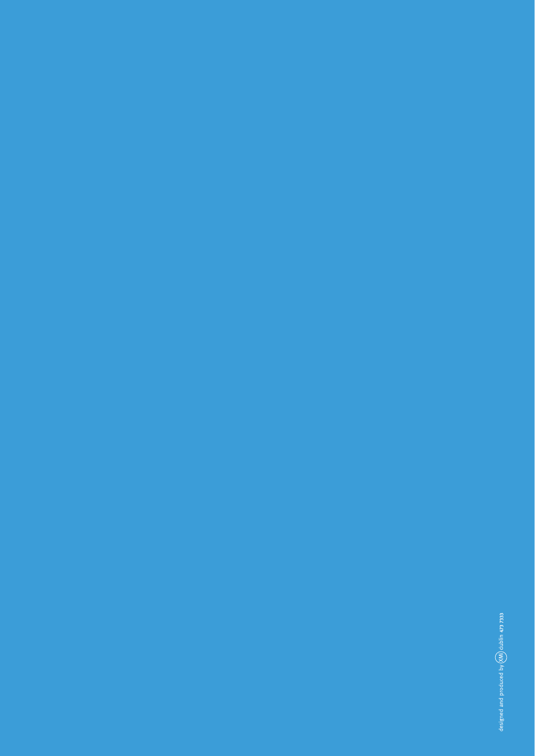designed and produced by (XM) dublin 473 7333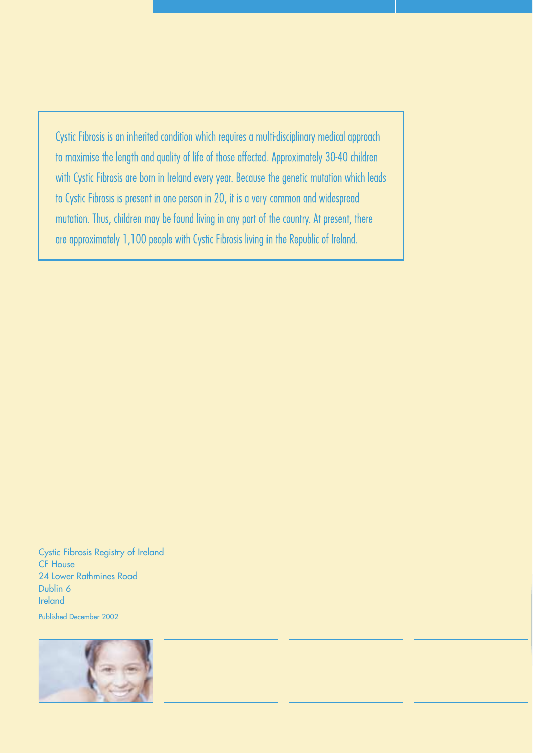Cystic Fibrosis is an inherited condition which requires a multi-disciplinary medical approach to maximise the length and quality of life of those affected. Approximately 30-40 children with Cystic Fibrosis are born in Ireland every year. Because the genetic mutation which leads to Cystic Fibrosis is present in one person in 20, it is a very common and widespread mutation. Thus, children may be found living in any part of the country. At present, there are approximately 1,100 people with Cystic Fibrosis living in the Republic of Ireland.

Cystic Fibrosis Registry of Ireland
CF House
24 Lower Rathmines Road
Dublin 6
Ireland

Published December 2002